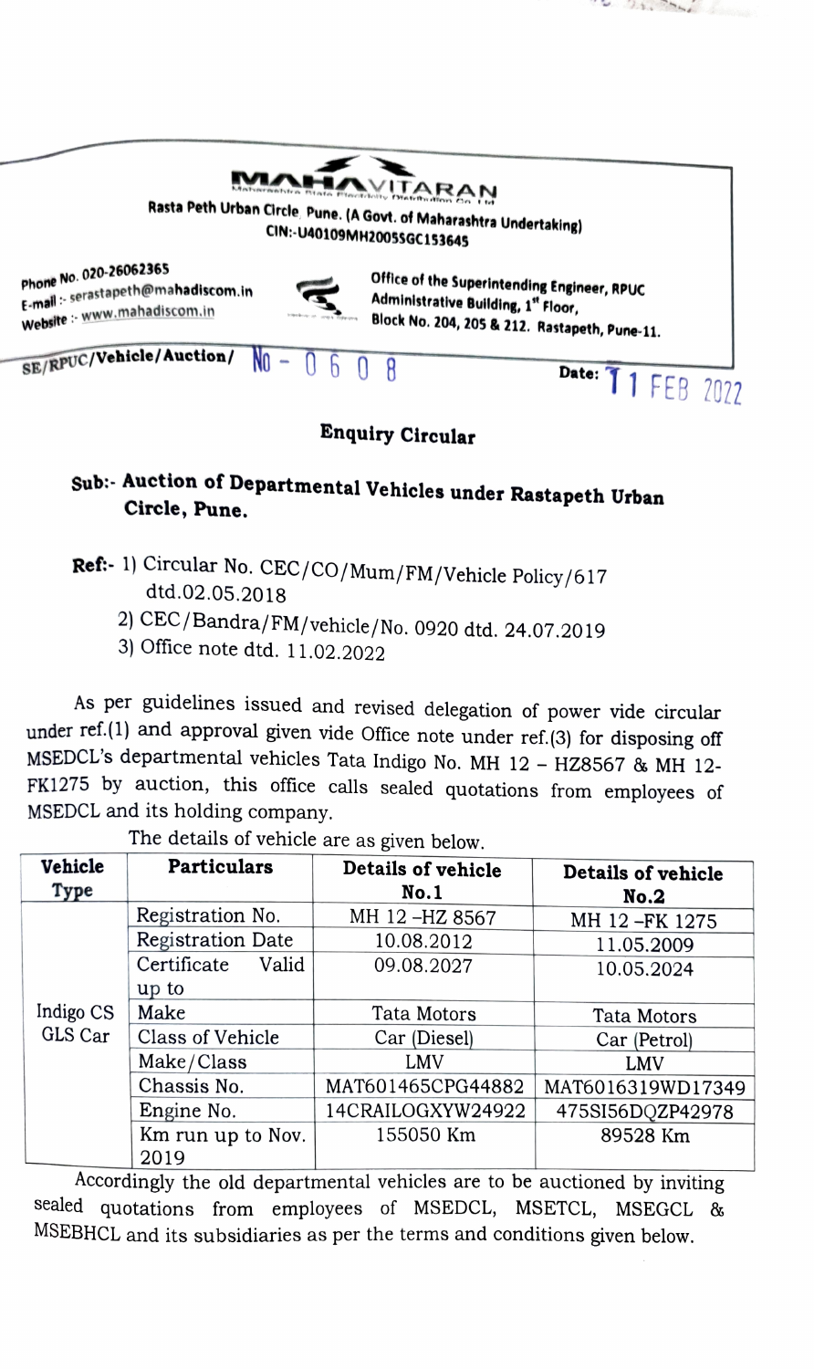**MAHAVITARAN**

Maharashtra State Electricity Distribution Co. Ltd

**Rasta Peth Urban Circle, Pune. (A Govt. of Maharashtra Undertaking)**

**CIN:-U40109MH2005SGC153645**

**Phone No. 020-26062365**
**E-mail :-** serastapeth@mahadiscom.in
**Website :-** www.mahadiscom.in

**Office of the Superintending Engineer, RPUC**
**Administrative Building, 1st Floor,**
**Block No. 204, 205 & 212. Rastapeth, Pune-11.**

**SE/RPUC/Vehicle/Auction/** No - 0608

**Date:** 11 FEB 2022

## Enquiry Circular

**Sub:- Auction of Departmental Vehicles under Rastapeth Urban Circle, Pune.**

**Ref:-** 1) Circular No. CEC/CO/Mum/FM/Vehicle Policy/617 dtd.02.05.2018
2) CEC/Bandra/FM/vehicle/No. 0920 dtd. 24.07.2019
3) Office note dtd. 11.02.2022

As per guidelines issued and revised delegation of power vide circular under ref.(1) and approval given vide Office note under ref.(3) for disposing off MSEDCL's departmental vehicles Tata Indigo No. MH 12 – HZ8567 & MH 12-FK1275 by auction, this office calls sealed quotations from employees of MSEDCL and its holding company.

The details of vehicle are as given below.

| Vehicle Type | Particulars | Details of vehicle No.1 | Details of vehicle No.2 |
|---|---|---|---|
| Indigo CS GLS Car | Registration No. | MH 12 -HZ 8567 | MH 12 -FK 1275 |
| | Registration Date | 10.08.2012 | 11.05.2009 |
| | Certificate Valid up to | 09.08.2027 | 10.05.2024 |
| | Make | Tata Motors | Tata Motors |
| | Class of Vehicle | Car (Diesel) | Car (Petrol) |
| | Make/Class | LMV | LMV |
| | Chassis No. | MAT601465CPG44882 | MAT6016319WD17349 |
| | Engine No. | 14CRAILOGXYW24922 | 475SI56DQZP42978 |
| | Km run up to Nov. 2019 | 155050 Km | 89528 Km |

Accordingly the old departmental vehicles are to be auctioned by inviting sealed quotations from employees of MSEDCL, MSETCL, MSEGCL & MSEBHCL and its subsidiaries as per the terms and conditions given below.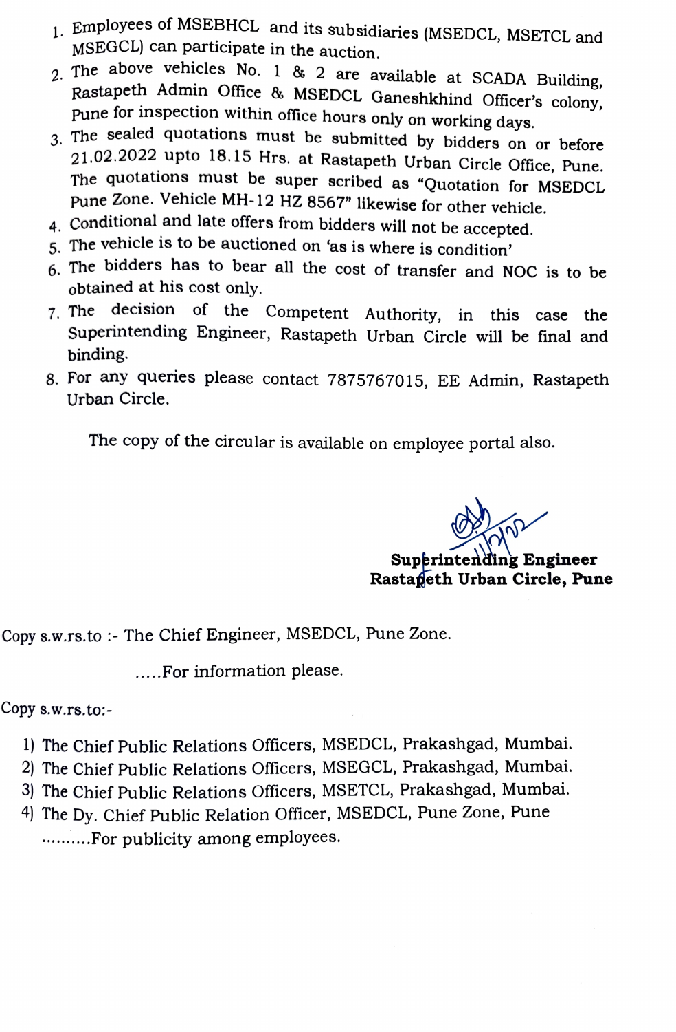1. Employees of MSEBHCL and its subsidiaries (MSEDCL, MSETCL and MSEGCL) can participate in the auction.
2. The above vehicles No. 1 & 2 are available at SCADA Building, Rastapeth Admin Office & MSEDCL Ganeshkhind Officer's colony, Pune for inspection within office hours only on working days.
3. The sealed quotations must be submitted by bidders on or before 21.02.2022 upto 18.15 Hrs. at Rastapeth Urban Circle Office, Pune. The quotations must be super scribed as "Quotation for MSEDCL Pune Zone. Vehicle MH-12 HZ 8567" likewise for other vehicle.
4. Conditional and late offers from bidders will not be accepted.
5. The vehicle is to be auctioned on 'as is where is condition'
6. The bidders has to bear all the cost of transfer and NOC is to be obtained at his cost only.
7. The decision of the Competent Authority, in this case the Superintending Engineer, Rastapeth Urban Circle will be final and binding.
8. For any queries please contact 7875767015, EE Admin, Rastapeth Urban Circle.

The copy of the circular is available on employee portal also.

**Superintending Engineer**
**Rastapeth Urban Circle, Pune**

Copy s.w.rs.to :- The Chief Engineer, MSEDCL, Pune Zone.

.....For information please.

Copy s.w.rs.to:-

1) The Chief Public Relations Officers, MSEDCL, Prakashgad, Mumbai.
2) The Chief Public Relations Officers, MSEGCL, Prakashgad, Mumbai.
3) The Chief Public Relations Officers, MSETCL, Prakashgad, Mumbai.
4) The Dy. Chief Public Relation Officer, MSEDCL, Pune Zone, Pune

..........For publicity among employees.